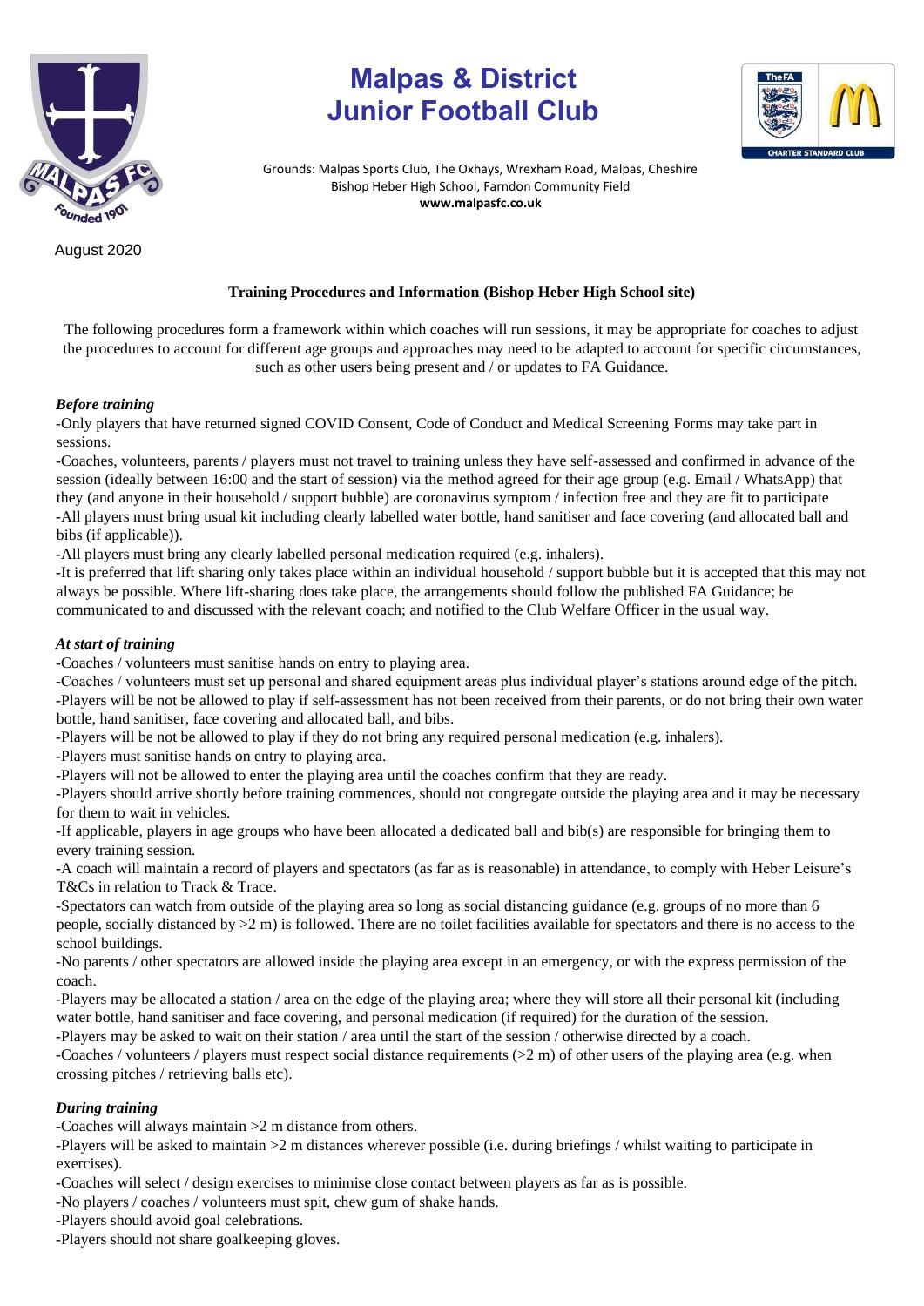# Malpas & District Junior Football Club

Grounds: Malpas Sports Club, The Oxhays, Wrexham Road, Malpas, Cheshire
Bishop Heber High School, Farndon Community Field
**www.malpasfc.co.uk**

August 2020

## Training Procedures and Information (Bishop Heber High School site)

The following procedures form a framework within which coaches will run sessions, it may be appropriate for coaches to adjust the procedures to account for different age groups and approaches may need to be adapted to account for specific circumstances, such as other users being present and / or updates to FA Guidance.

### *Before training*

-Only players that have returned signed COVID Consent, Code of Conduct and Medical Screening Forms may take part in sessions.

-Coaches, volunteers, parents / players must not travel to training unless they have self-assessed and confirmed in advance of the session (ideally between 16:00 and the start of session) via the method agreed for their age group (e.g. Email / WhatsApp) that they (and anyone in their household / support bubble) are coronavirus symptom / infection free and they are fit to participate

-All players must bring usual kit including clearly labelled water bottle, hand sanitiser and face covering (and allocated ball and bibs (if applicable)).

-All players must bring any clearly labelled personal medication required (e.g. inhalers).

-It is preferred that lift sharing only takes place within an individual household / support bubble but it is accepted that this may not always be possible. Where lift-sharing does take place, the arrangements should follow the published FA Guidance; be communicated to and discussed with the relevant coach; and notified to the Club Welfare Officer in the usual way.

### *At start of training*

-Coaches / volunteers must sanitise hands on entry to playing area.

-Coaches / volunteers must set up personal and shared equipment areas plus individual player's stations around edge of the pitch.

-Players will be not be allowed to play if self-assessment has not been received from their parents, or do not bring their own water bottle, hand sanitiser, face covering and allocated ball, and bibs.

-Players will be not be allowed to play if they do not bring any required personal medication (e.g. inhalers).

-Players must sanitise hands on entry to playing area.

-Players will not be allowed to enter the playing area until the coaches confirm that they are ready.

-Players should arrive shortly before training commences, should not congregate outside the playing area and it may be necessary for them to wait in vehicles.

-If applicable, players in age groups who have been allocated a dedicated ball and bib(s) are responsible for bringing them to every training session.

-A coach will maintain a record of players and spectators (as far as is reasonable) in attendance, to comply with Heber Leisure's T&Cs in relation to Track & Trace.

-Spectators can watch from outside of the playing area so long as social distancing guidance (e.g. groups of no more than 6 people, socially distanced by >2 m) is followed. There are no toilet facilities available for spectators and there is no access to the school buildings.

-No parents / other spectators are allowed inside the playing area except in an emergency, or with the express permission of the coach.

-Players may be allocated a station / area on the edge of the playing area; where they will store all their personal kit (including water bottle, hand sanitiser and face covering, and personal medication (if required) for the duration of the session.

-Players may be asked to wait on their station / area until the start of the session / otherwise directed by a coach.

-Coaches / volunteers / players must respect social distance requirements (>2 m) of other users of the playing area (e.g. when crossing pitches / retrieving balls etc).

### *During training*

-Coaches will always maintain >2 m distance from others.

-Players will be asked to maintain >2 m distances wherever possible (i.e. during briefings / whilst waiting to participate in exercises).

-Coaches will select / design exercises to minimise close contact between players as far as is possible.

-No players / coaches / volunteers must spit, chew gum of shake hands.

-Players should avoid goal celebrations.

-Players should not share goalkeeping gloves.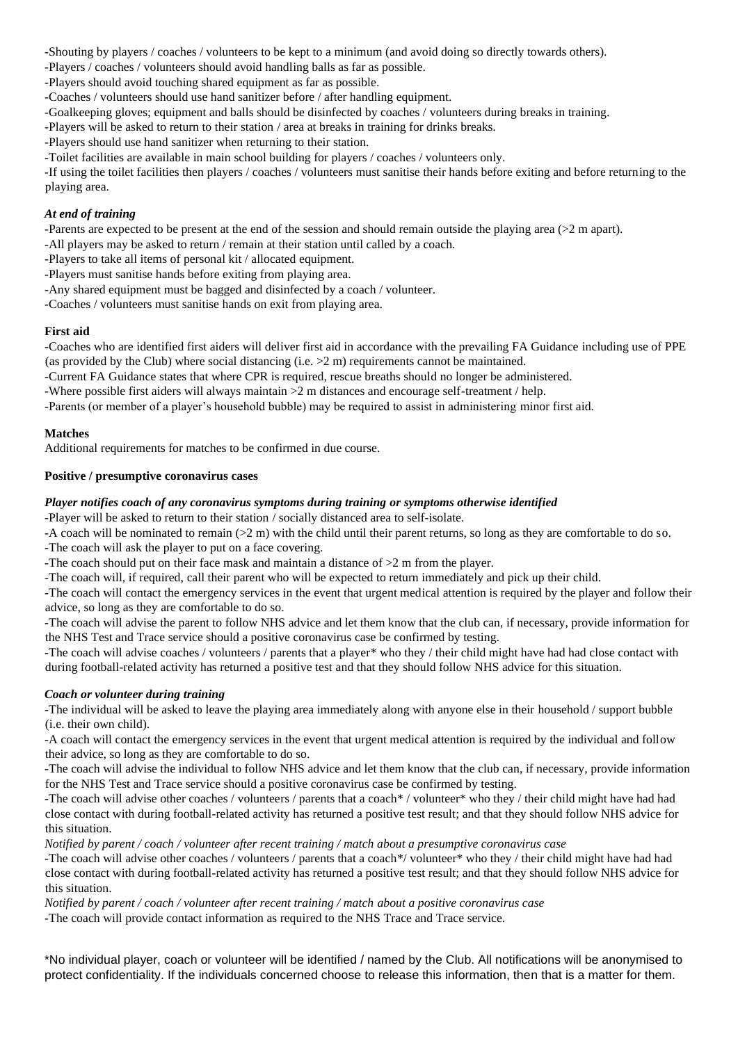-Shouting by players / coaches / volunteers to be kept to a minimum (and avoid doing so directly towards others).
-Players / coaches / volunteers should avoid handling balls as far as possible.
-Players should avoid touching shared equipment as far as possible.
-Coaches / volunteers should use hand sanitizer before / after handling equipment.
-Goalkeeping gloves; equipment and balls should be disinfected by coaches / volunteers during breaks in training.
-Players will be asked to return to their station / area at breaks in training for drinks breaks.
-Players should use hand sanitizer when returning to their station.
-Toilet facilities are available in main school building for players / coaches / volunteers only.
-If using the toilet facilities then players / coaches / volunteers must sanitise their hands before exiting and before returning to the playing area.

***At end of training***

-Parents are expected to be present at the end of the session and should remain outside the playing area (>2 m apart).
-All players may be asked to return / remain at their station until called by a coach.
-Players to take all items of personal kit / allocated equipment.
-Players must sanitise hands before exiting from playing area.
-Any shared equipment must be bagged and disinfected by a coach / volunteer.
-Coaches / volunteers must sanitise hands on exit from playing area.

**First aid**

-Coaches who are identified first aiders will deliver first aid in accordance with the prevailing FA Guidance including use of PPE (as provided by the Club) where social distancing (i.e. >2 m) requirements cannot be maintained.
-Current FA Guidance states that where CPR is required, rescue breaths should no longer be administered.
-Where possible first aiders will always maintain >2 m distances and encourage self-treatment / help.
-Parents (or member of a player's household bubble) may be required to assist in administering minor first aid.

**Matches**

Additional requirements for matches to be confirmed in due course.

**Positive / presumptive coronavirus cases**

***Player notifies coach of any coronavirus symptoms during training or symptoms otherwise identified***

-Player will be asked to return to their station / socially distanced area to self-isolate.
-A coach will be nominated to remain (>2 m) with the child until their parent returns, so long as they are comfortable to do so.
-The coach will ask the player to put on a face covering.
-The coach should put on their face mask and maintain a distance of >2 m from the player.
-The coach will, if required, call their parent who will be expected to return immediately and pick up their child.
-The coach will contact the emergency services in the event that urgent medical attention is required by the player and follow their advice, so long as they are comfortable to do so.
-The coach will advise the parent to follow NHS advice and let them know that the club can, if necessary, provide information for the NHS Test and Trace service should a positive coronavirus case be confirmed by testing.
-The coach will advise coaches / volunteers / parents that a player* who they / their child might have had had close contact with during football-related activity has returned a positive test and that they should follow NHS advice for this situation.

***Coach or volunteer during training***

-The individual will be asked to leave the playing area immediately along with anyone else in their household / support bubble (i.e. their own child).
-A coach will contact the emergency services in the event that urgent medical attention is required by the individual and follow their advice, so long as they are comfortable to do so.
-The coach will advise the individual to follow NHS advice and let them know that the club can, if necessary, provide information for the NHS Test and Trace service should a positive coronavirus case be confirmed by testing.
-The coach will advise other coaches / volunteers / parents that a coach* / volunteer* who they / their child might have had had close contact with during football-related activity has returned a positive test result; and that they should follow NHS advice for this situation.

*Notified by parent / coach / volunteer after recent training / match about a presumptive coronavirus case*

-The coach will advise other coaches / volunteers / parents that a coach*/ volunteer* who they / their child might have had had close contact with during football-related activity has returned a positive test result; and that they should follow NHS advice for this situation.

*Notified by parent / coach / volunteer after recent training / match about a positive coronavirus case*

-The coach will provide contact information as required to the NHS Trace and Trace service.

*No individual player, coach or volunteer will be identified / named by the Club. All notifications will be anonymised to protect confidentiality. If the individuals concerned choose to release this information, then that is a matter for them.